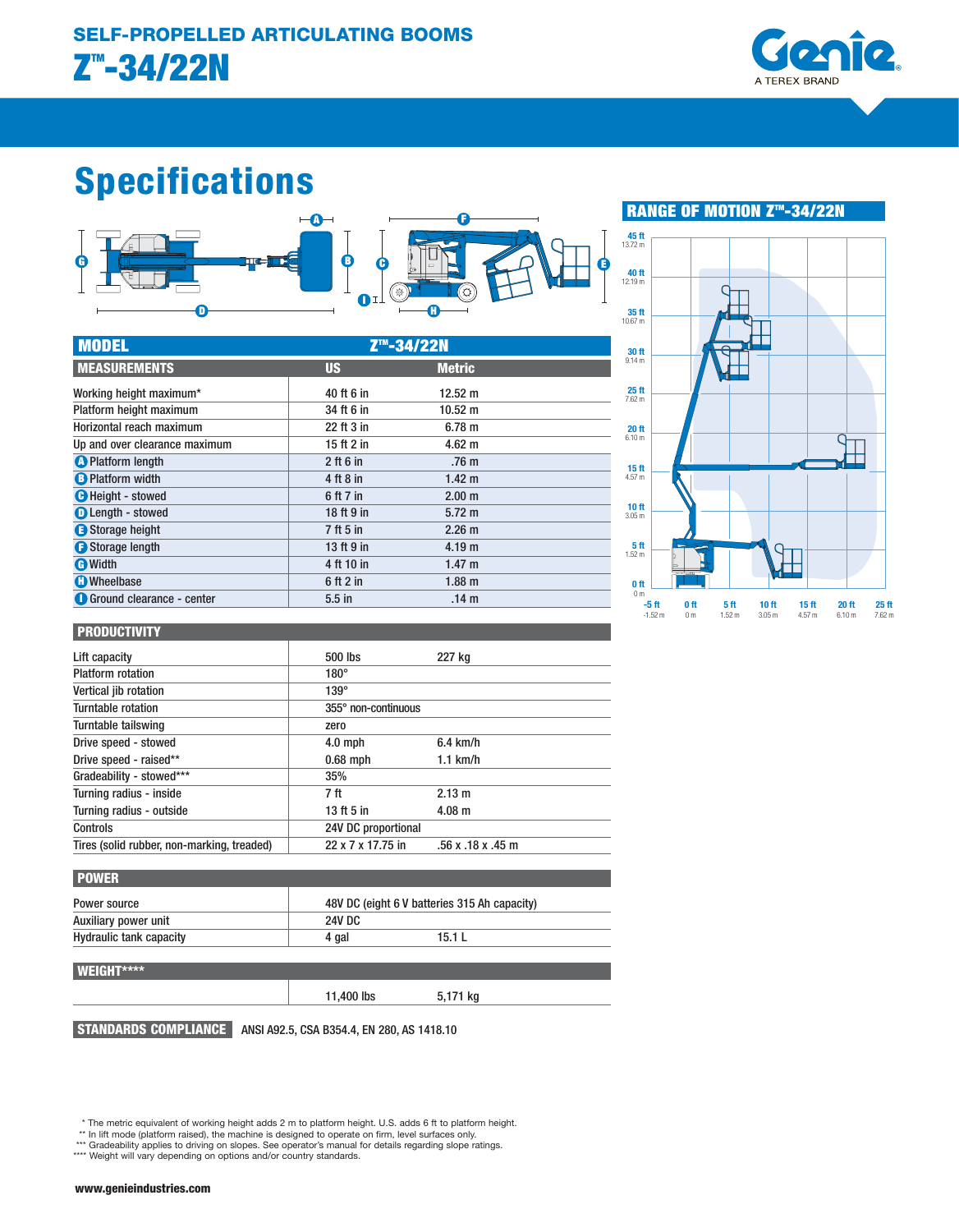# SELF-PROPELLED ARTICULATING BOOMS

# Z™-34/22N

Genie
A TEREX BRAND

## Specifications

| MODEL | Z™-34/22N | |
|---|---|---|
| **MEASUREMENTS** | **US** | **Metric** |
| Working height maximum* | 40 ft 6 in | 12.52 m |
| Platform height maximum | 34 ft 6 in | 10.52 m |
| Horizontal reach maximum | 22 ft 3 in | 6.78 m |
| Up and over clearance maximum | 15 ft 2 in | 4.62 m |
| A Platform length | 2 ft 6 in | .76 m |
| B Platform width | 4 ft 8 in | 1.42 m |
| C Height - stowed | 6 ft 7 in | 2.00 m |
| D Length - stowed | 18 ft 9 in | 5.72 m |
| E Storage height | 7 ft 5 in | 2.26 m |
| F Storage length | 13 ft 9 in | 4.19 m |
| G Width | 4 ft 10 in | 1.47 m |
| H Wheelbase | 6 ft 2 in | 1.88 m |
| I Ground clearance - center | 5.5 in | .14 m |

### PRODUCTIVITY

| | | |
|---|---|---|
| Lift capacity | 500 lbs | 227 kg |
| Platform rotation | 180° | |
| Vertical jib rotation | 139° | |
| Turntable rotation | 355° non-continuous | |
| Turntable tailswing | zero | |
| Drive speed - stowed | 4.0 mph | 6.4 km/h |
| Drive speed - raised** | 0.68 mph | 1.1 km/h |
| Gradeability - stowed*** | 35% | |
| Turning radius - inside | 7 ft | 2.13 m |
| Turning radius - outside | 13 ft 5 in | 4.08 m |
| Controls | 24V DC proportional | |
| Tires (solid rubber, non-marking, treaded) | 22 x 7 x 17.75 in | .56 x .18 x .45 m |

### POWER

| | | |
|---|---|---|
| Power source | 48V DC (eight 6 V batteries 315 Ah capacity) | |
| Auxiliary power unit | 24V DC | |
| Hydraulic tank capacity | 4 gal | 15.1 L |

### WEIGHT****

| | | |
|---|---|---|
| | 11,400 lbs | 5,171 kg |

**STANDARDS COMPLIANCE** ANSI A92.5, CSA B354.4, EN 280, AS 1418.10

### RANGE OF MOTION Z™-34/22N

\* The metric equivalent of working height adds 2 m to platform height. U.S. adds 6 ft to platform height.
\** In lift mode (platform raised), the machine is designed to operate on firm, level surfaces only.
\*** Gradeability applies to driving on slopes. See operator's manual for details regarding slope ratings.
\**** Weight will vary depending on options and/or country standards.

www.genieindustries.com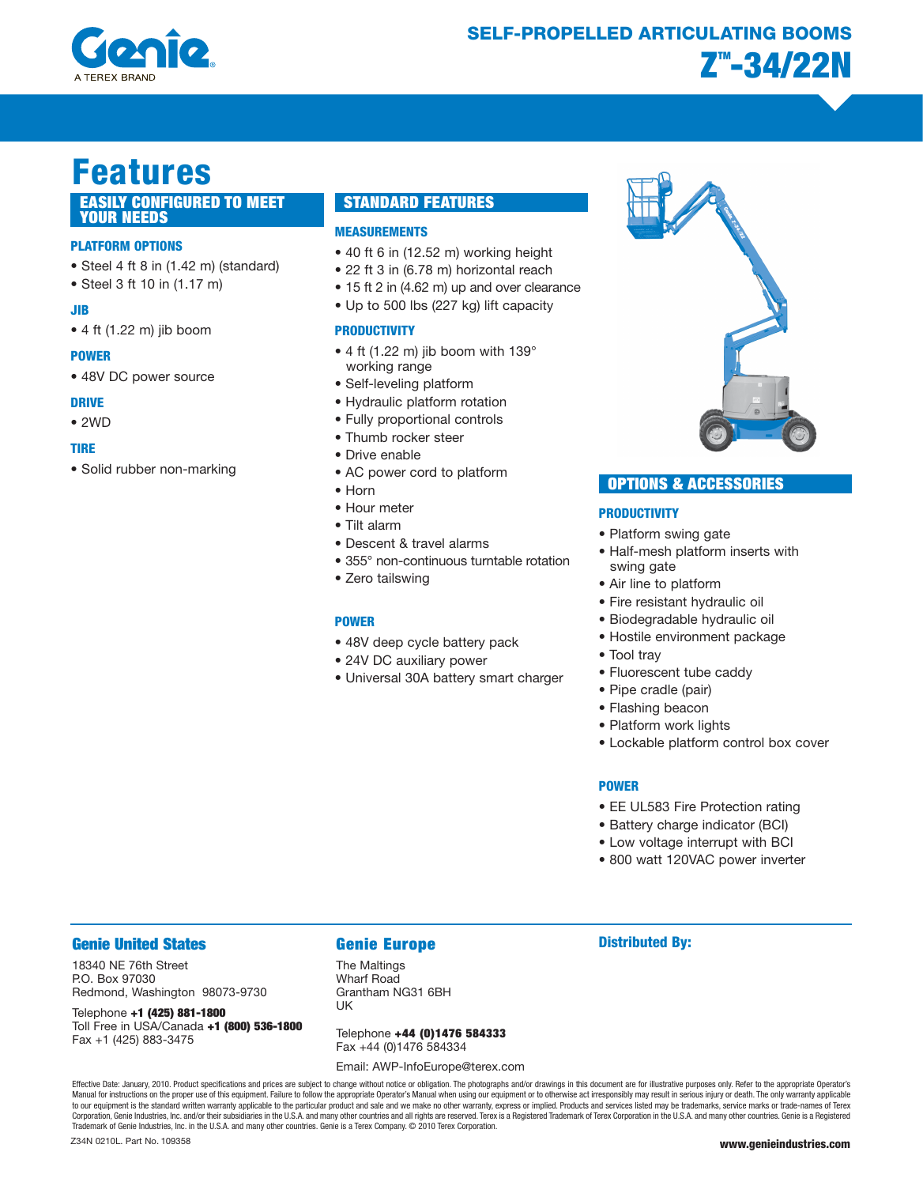# SELF-PROPELLED ARTICULATING BOOMS

# Z™-34/22N

# Features

## EASILY CONFIGURED TO MEET YOUR NEEDS

### PLATFORM OPTIONS

- Steel 4 ft 8 in (1.42 m) (standard)
- Steel 3 ft 10 in (1.17 m)

### JIB

- 4 ft (1.22 m) jib boom

### POWER

- 48V DC power source

### DRIVE

- 2WD

### TIRE

- Solid rubber non-marking

## STANDARD FEATURES

### MEASUREMENTS

- 40 ft 6 in (12.52 m) working height
- 22 ft 3 in (6.78 m) horizontal reach
- 15 ft 2 in (4.62 m) up and over clearance
- Up to 500 lbs (227 kg) lift capacity

### PRODUCTIVITY

- 4 ft (1.22 m) jib boom with 139° working range
- Self-leveling platform
- Hydraulic platform rotation
- Fully proportional controls
- Thumb rocker steer
- Drive enable
- AC power cord to platform
- Horn
- Hour meter
- Tilt alarm
- Descent & travel alarms
- 355° non-continuous turntable rotation
- Zero tailswing

### POWER

- 48V deep cycle battery pack
- 24V DC auxiliary power
- Universal 30A battery smart charger

## OPTIONS & ACCESSORIES

### PRODUCTIVITY

- Platform swing gate
- Half-mesh platform inserts with swing gate
- Air line to platform
- Fire resistant hydraulic oil
- Biodegradable hydraulic oil
- Hostile environment package
- Tool tray
- Fluorescent tube caddy
- Pipe cradle (pair)
- Flashing beacon
- Platform work lights
- Lockable platform control box cover

### POWER

- EE UL583 Fire Protection rating
- Battery charge indicator (BCI)
- Low voltage interrupt with BCI
- 800 watt 120VAC power inverter

---

**Genie United States**

18340 NE 76th Street
P.O. Box 97030
Redmond, Washington 98073-9730

Telephone **+1 (425) 881-1800**
Toll Free in USA/Canada **+1 (800) 536-1800**
Fax +1 (425) 883-3475

**Genie Europe**

The Maltings
Wharf Road
Grantham NG31 6BH
UK

Telephone **+44 (0)1476 584333**
Fax +44 (0)1476 584334

Email: AWP-InfoEurope@terex.com

**Distributed By:**

Effective Date: January, 2010. Product specifications and prices are subject to change without notice or obligation. The photographs and/or drawings in this document are for illustrative purposes only. Refer to the appropriate Operator's Manual for instructions on the proper use of this equipment. Failure to follow the appropriate Operator's Manual when using our equipment or to otherwise act irresponsibly may result in serious injury or death. The only warranty applicable to our equipment is the standard written warranty applicable to the particular product and sale and we make no other warranty, express or implied. Products and services listed may be trademarks, service marks or trade-names of Terex Corporation, Genie Industries, Inc. and/or their subsidiaries in the U.S.A. and many other countries and all rights are reserved. Terex is a Registered Trademark of Terex Corporation in the U.S.A. and many other countries. Genie is a Registered Trademark of Genie Industries, Inc. in the U.S.A. and many other countries. Genie is a Terex Company. © 2010 Terex Corporation.

Z34N 0210L. Part No. 109358

**www.genieindustries.com**